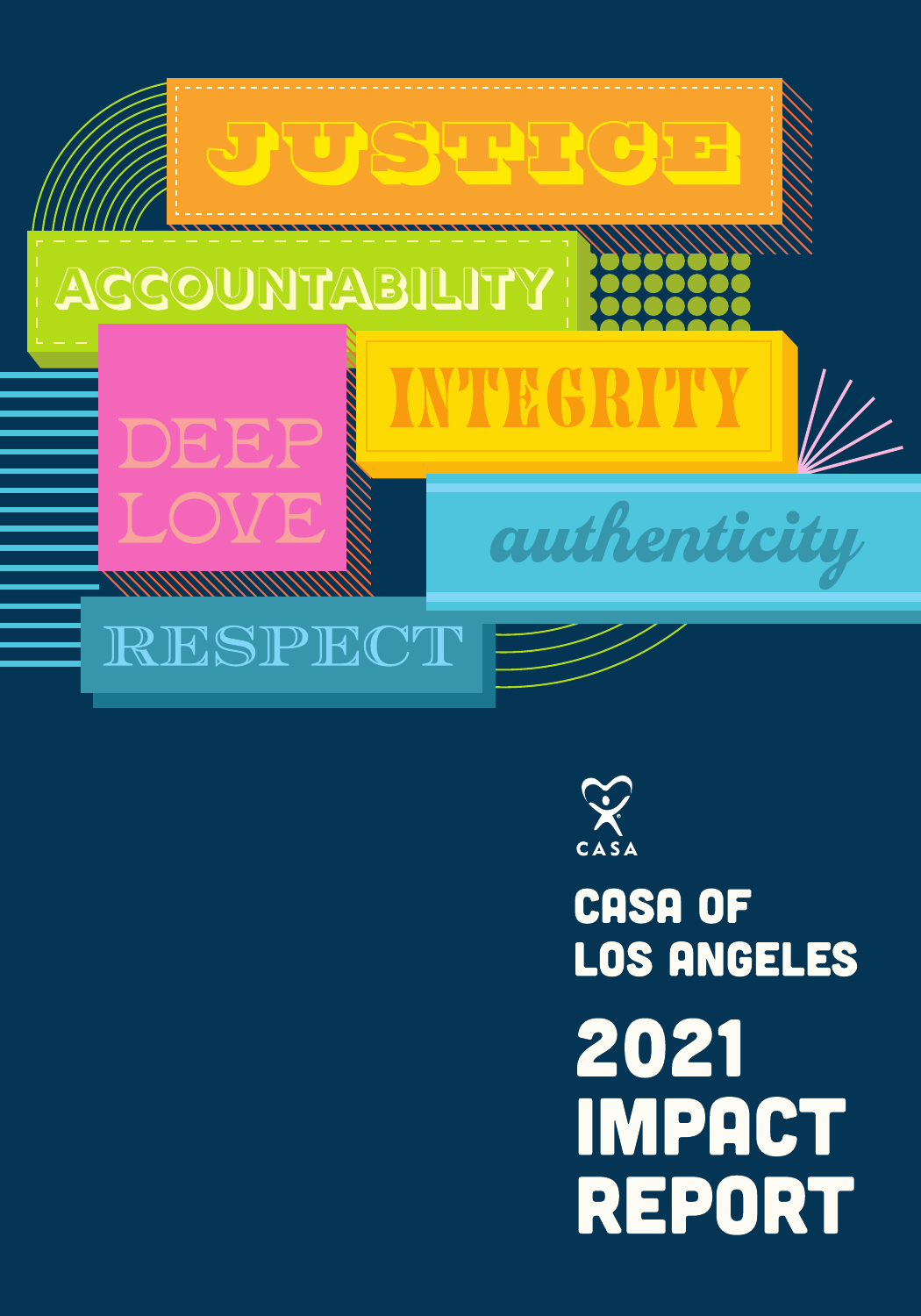JUSTICE

ACCOUNTABILITY

DEEP LOVE

INTEGRITY

*authenticity*

RESPECT

CASA

# CASA OF LOS ANGELES

# 2021 IMPACT REPORT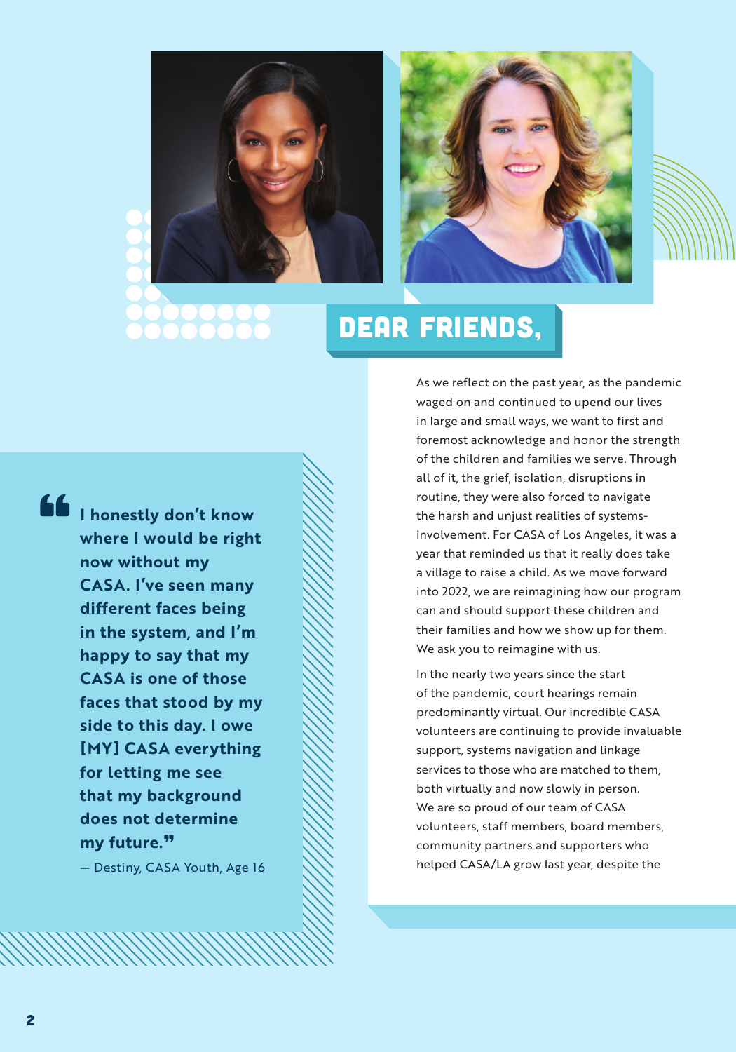# DEAR FRIENDS,

> **"I honestly don't know where I would be right now without my CASA. I've seen many different faces being in the system, and I'm happy to say that my CASA is one of those faces that stood by my side to this day. I owe [MY] CASA everything for letting me see that my background does not determine my future."**
>
> — Destiny, CASA Youth, Age 16

As we reflect on the past year, as the pandemic waged on and continued to upend our lives in large and small ways, we want to first and foremost acknowledge and honor the strength of the children and families we serve. Through all of it, the grief, isolation, disruptions in routine, they were also forced to navigate the harsh and unjust realities of systems-involvement. For CASA of Los Angeles, it was a year that reminded us that it really does take a village to raise a child. As we move forward into 2022, we are reimagining how our program can and should support these children and their families and how we show up for them. We ask you to reimagine with us.

In the nearly two years since the start of the pandemic, court hearings remain predominantly virtual. Our incredible CASA volunteers are continuing to provide invaluable support, systems navigation and linkage services to those who are matched to them, both virtually and now slowly in person. We are so proud of our team of CASA volunteers, staff members, board members, community partners and supporters who helped CASA/LA grow last year, despite the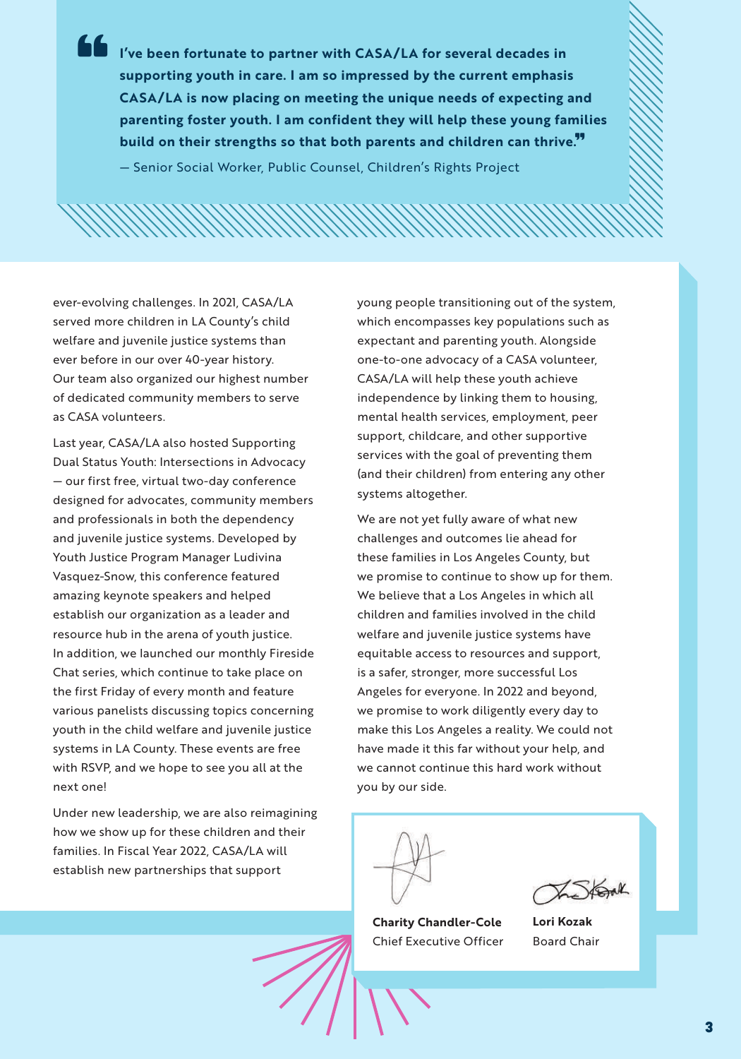> **I've been fortunate to partner with CASA/LA for several decades in supporting youth in care. I am so impressed by the current emphasis CASA/LA is now placing on meeting the unique needs of expecting and parenting foster youth. I am confident they will help these young families build on their strengths so that both parents and children can thrive.**
>
> — Senior Social Worker, Public Counsel, Children's Rights Project

ever-evolving challenges. In 2021, CASA/LA served more children in LA County's child welfare and juvenile justice systems than ever before in our over 40-year history. Our team also organized our highest number of dedicated community members to serve as CASA volunteers.

Last year, CASA/LA also hosted Supporting Dual Status Youth: Intersections in Advocacy — our first free, virtual two-day conference designed for advocates, community members and professionals in both the dependency and juvenile justice systems. Developed by Youth Justice Program Manager Ludivina Vasquez-Snow, this conference featured amazing keynote speakers and helped establish our organization as a leader and resource hub in the arena of youth justice. In addition, we launched our monthly Fireside Chat series, which continue to take place on the first Friday of every month and feature various panelists discussing topics concerning youth in the child welfare and juvenile justice systems in LA County. These events are free with RSVP, and we hope to see you all at the next one!

Under new leadership, we are also reimagining how we show up for these children and their families. In Fiscal Year 2022, CASA/LA will establish new partnerships that support young people transitioning out of the system, which encompasses key populations such as expectant and parenting youth. Alongside one-to-one advocacy of a CASA volunteer, CASA/LA will help these youth achieve independence by linking them to housing, mental health services, employment, peer support, childcare, and other supportive services with the goal of preventing them (and their children) from entering any other systems altogether.

We are not yet fully aware of what new challenges and outcomes lie ahead for these families in Los Angeles County, but we promise to continue to show up for them. We believe that a Los Angeles in which all children and families involved in the child welfare and juvenile justice systems have equitable access to resources and support, is a safer, stronger, more successful Los Angeles for everyone. In 2022 and beyond, we promise to work diligently every day to make this Los Angeles a reality. We could not have made it this far without your help, and we cannot continue this hard work without you by our side.

**Charity Chandler-Cole**
Chief Executive Officer

**Lori Kozak**
Board Chair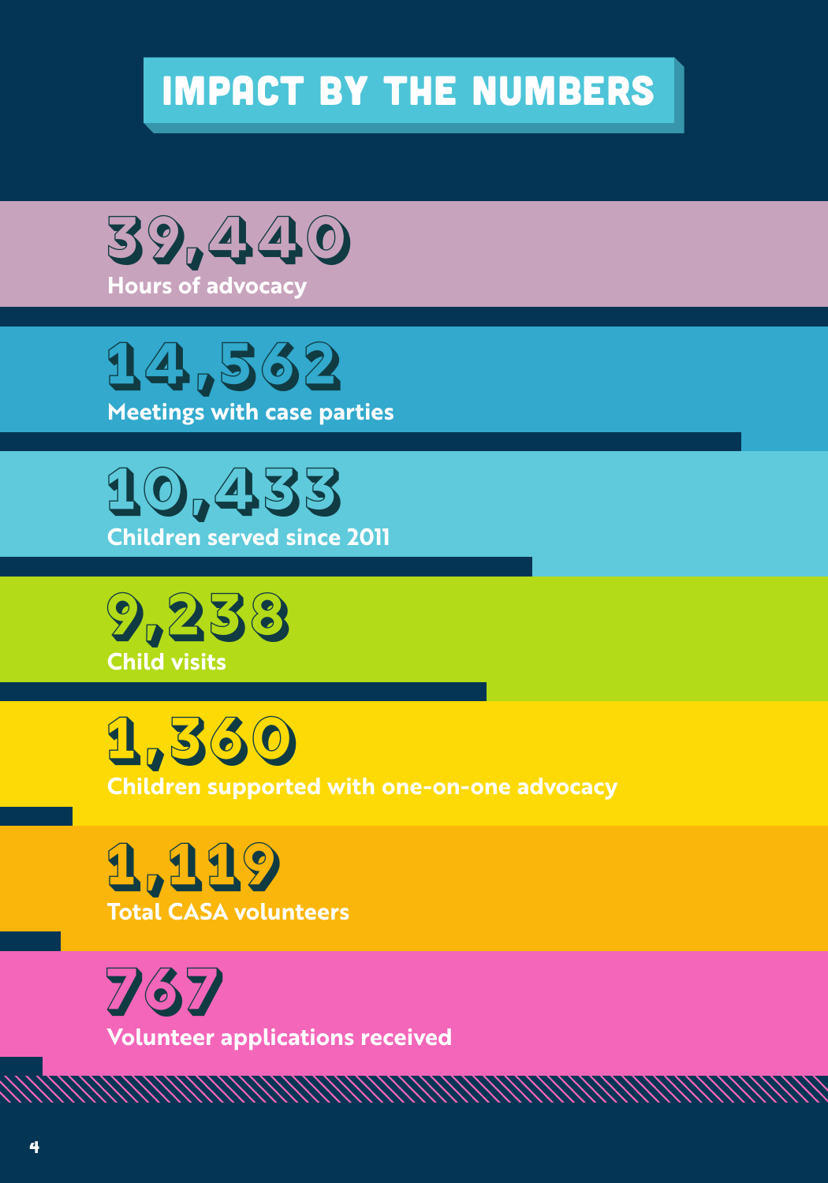# IMPACT BY THE NUMBERS

**39,440**
Hours of advocacy

**14,562**
Meetings with case parties

**10,433**
Children served since 2011

**9,238**
Child visits

**1,360**
Children supported with one-on-one advocacy

**1,119**
Total CASA volunteers

**767**
Volunteer applications received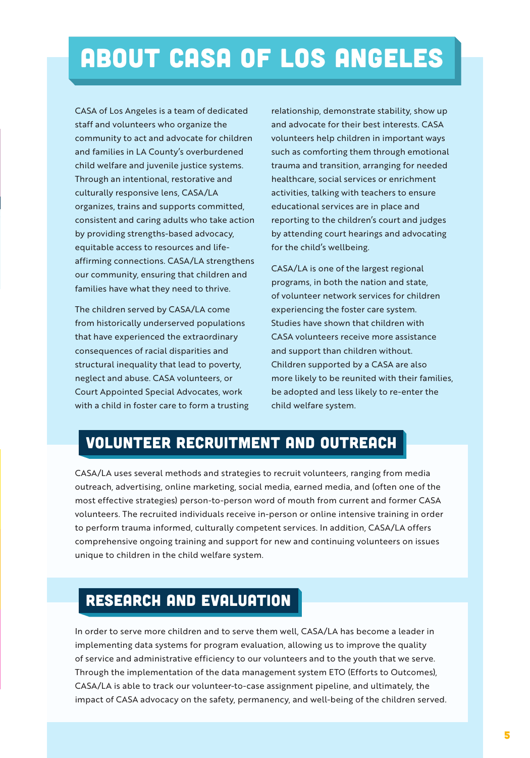# ABOUT CASA OF LOS ANGELES

CASA of Los Angeles is a team of dedicated staff and volunteers who organize the community to act and advocate for children and families in LA County's overburdened child welfare and juvenile justice systems. Through an intentional, restorative and culturally responsive lens, CASA/LA organizes, trains and supports committed, consistent and caring adults who take action by providing strengths-based advocacy, equitable access to resources and life-affirming connections. CASA/LA strengthens our community, ensuring that children and families have what they need to thrive.

The children served by CASA/LA come from historically underserved populations that have experienced the extraordinary consequences of racial disparities and structural inequality that lead to poverty, neglect and abuse. CASA volunteers, or Court Appointed Special Advocates, work with a child in foster care to form a trusting relationship, demonstrate stability, show up and advocate for their best interests. CASA volunteers help children in important ways such as comforting them through emotional trauma and transition, arranging for needed healthcare, social services or enrichment activities, talking with teachers to ensure educational services are in place and reporting to the children's court and judges by attending court hearings and advocating for the child's wellbeing.

CASA/LA is one of the largest regional programs, in both the nation and state, of volunteer network services for children experiencing the foster care system. Studies have shown that children with CASA volunteers receive more assistance and support than children without. Children supported by a CASA are also more likely to be reunited with their families, be adopted and less likely to re-enter the child welfare system.

## VOLUNTEER RECRUITMENT AND OUTREACH

CASA/LA uses several methods and strategies to recruit volunteers, ranging from media outreach, advertising, online marketing, social media, earned media, and (often one of the most effective strategies) person-to-person word of mouth from current and former CASA volunteers. The recruited individuals receive in-person or online intensive training in order to perform trauma informed, culturally competent services. In addition, CASA/LA offers comprehensive ongoing training and support for new and continuing volunteers on issues unique to children in the child welfare system.

## RESEARCH AND EVALUATION

In order to serve more children and to serve them well, CASA/LA has become a leader in implementing data systems for program evaluation, allowing us to improve the quality of service and administrative efficiency to our volunteers and to the youth that we serve. Through the implementation of the data management system ETO (Efforts to Outcomes), CASA/LA is able to track our volunteer-to-case assignment pipeline, and ultimately, the impact of CASA advocacy on the safety, permanency, and well-being of the children served.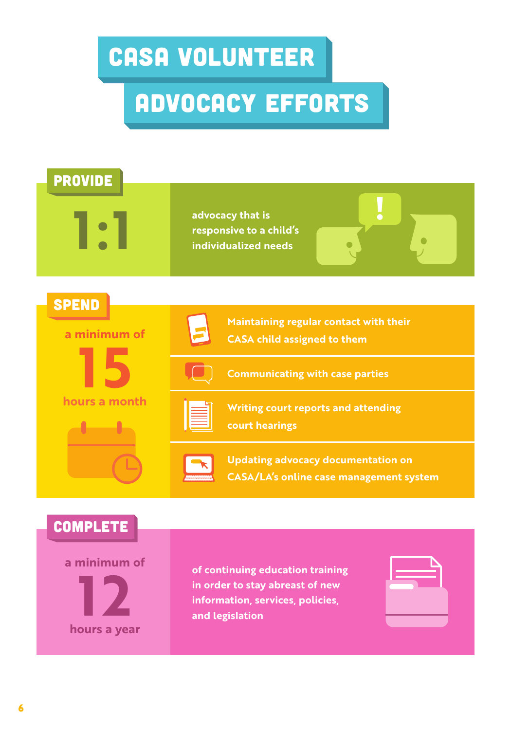# CASA VOLUNTEER ADVOCACY EFFORTS

## PROVIDE

**1:1**

advocacy that is responsive to a child's individualized needs

## SPEND

a minimum of **15** hours a month

- Maintaining regular contact with their CASA child assigned to them
- Communicating with case parties
- Writing court reports and attending court hearings
- Updating advocacy documentation on CASA/LA's online case management system

## COMPLETE

a minimum of **12** hours a year

of continuing education training in order to stay abreast of new information, services, policies, and legislation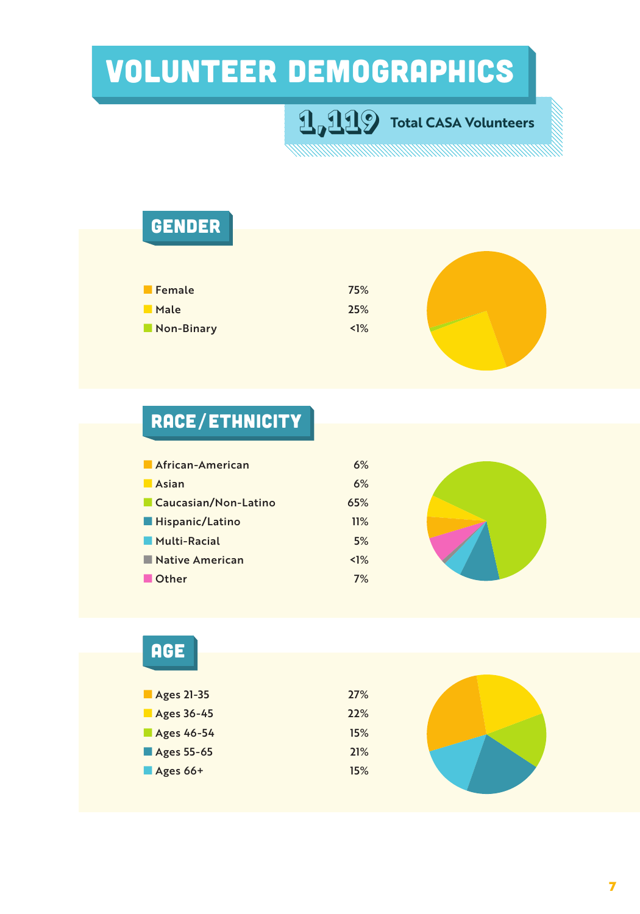# VOLUNTEER DEMOGRAPHICS

**1,119** Total CASA Volunteers

## GENDER

| | |
|---|---|
| Female | 75% |
| Male | 25% |
| Non-Binary | <1% |

## RACE/ETHNICITY

| | |
|---|---|
| African-American | 6% |
| Asian | 6% |
| Caucasian/Non-Latino | 65% |
| Hispanic/Latino | 11% |
| Multi-Racial | 5% |
| Native American | <1% |
| Other | 7% |

## AGE

| | |
|---|---|
| Ages 21-35 | 27% |
| Ages 36-45 | 22% |
| Ages 46-54 | 15% |
| Ages 55-65 | 21% |
| Ages 66+ | 15% |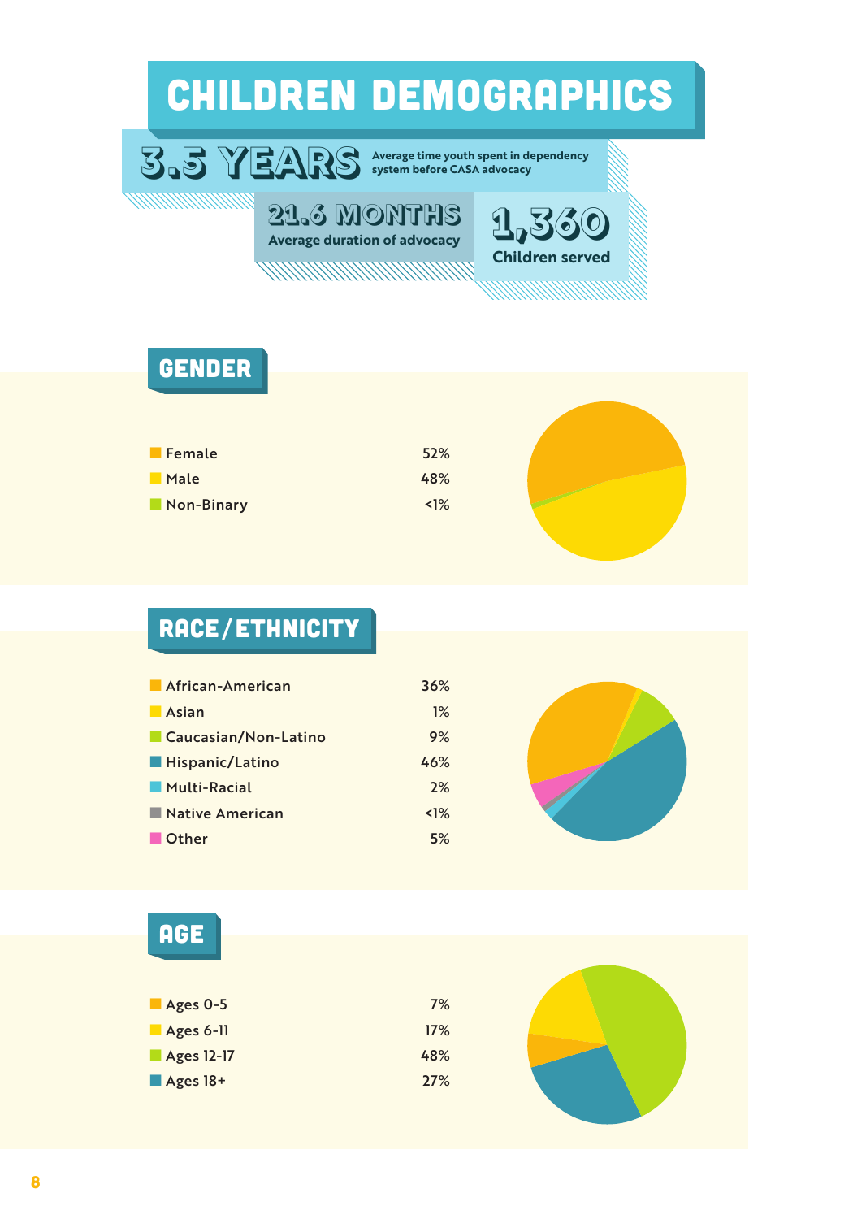# CHILDREN DEMOGRAPHICS

**3.5 YEARS** Average time youth spent in dependency system before CASA advocacy

**21.6 MONTHS** Average duration of advocacy

**1,360** Children served

## GENDER

| | |
|---|---|
| Female | 52% |
| Male | 48% |
| Non-Binary | <1% |

## RACE/ETHNICITY

| | |
|---|---|
| African-American | 36% |
| Asian | 1% |
| Caucasian/Non-Latino | 9% |
| Hispanic/Latino | 46% |
| Multi-Racial | 2% |
| Native American | <1% |
| Other | 5% |

## AGE

| | |
|---|---|
| Ages 0-5 | 7% |
| Ages 6-11 | 17% |
| Ages 12-17 | 48% |
| Ages 18+ | 27% |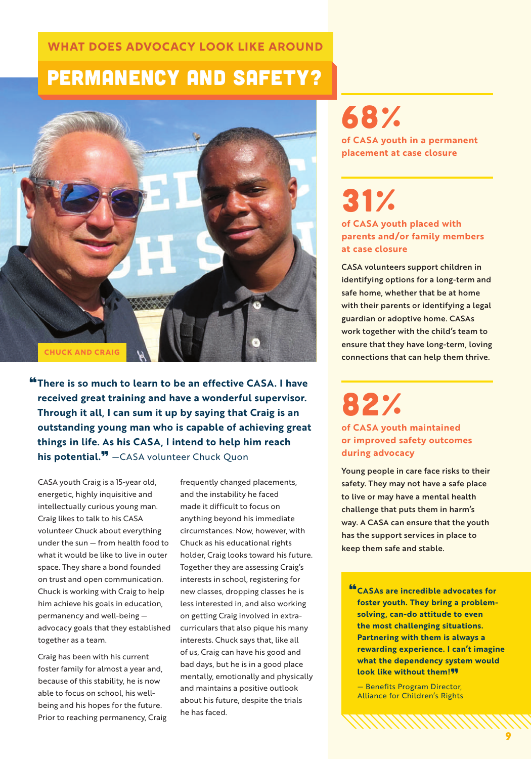## WHAT DOES ADVOCACY LOOK LIKE AROUND

# PERMANENCY AND SAFETY?

CHUCK AND CRAIG

**"There is so much to learn to be an effective CASA. I have received great training and have a wonderful supervisor. Through it all, I can sum it up by saying that Craig is an outstanding young man who is capable of achieving great things in life. As his CASA, I intend to help him reach his potential."** —CASA volunteer Chuck Quon

CASA youth Craig is a 15-year old, energetic, highly inquisitive and intellectually curious young man. Craig likes to talk to his CASA volunteer Chuck about everything under the sun — from health food to what it would be like to live in outer space. They share a bond founded on trust and open communication. Chuck is working with Craig to help him achieve his goals in education, permanency and well-being — advocacy goals that they established together as a team.

Craig has been with his current foster family for almost a year and, because of this stability, he is now able to focus on school, his well-being and his hopes for the future. Prior to reaching permanency, Craig frequently changed placements, and the instability he faced made it difficult to focus on anything beyond his immediate circumstances. Now, however, with Chuck as his educational rights holder, Craig looks toward his future. Together they are assessing Craig's interests in school, registering for new classes, dropping classes he is less interested in, and also working on getting Craig involved in extra-curriculars that also pique his many interests. Chuck says that, like all of us, Craig can have his good and bad days, but he is in a good place mentally, emotionally and physically and maintains a positive outlook about his future, despite the trials he has faced.

## 68%

**of CASA youth in a permanent placement at case closure**

## 31%

**of CASA youth placed with parents and/or family members at case closure**

CASA volunteers support children in identifying options for a long-term and safe home, whether that be at home with their parents or identifying a legal guardian or adoptive home. CASAs work together with the child's team to ensure that they have long-term, loving connections that can help them thrive.

## 82%

**of CASA youth maintained or improved safety outcomes during advocacy**

Young people in care face risks to their safety. They may not have a safe place to live or may have a mental health challenge that puts them in harm's way. A CASA can ensure that the youth has the support services in place to keep them safe and stable.

**"CASAs are incredible advocates for foster youth. They bring a problem-solving, can-do attitude to even the most challenging situations. Partnering with them is always a rewarding experience. I can't imagine what the dependency system would look like without them!"**

— Benefits Program Director, Alliance for Children's Rights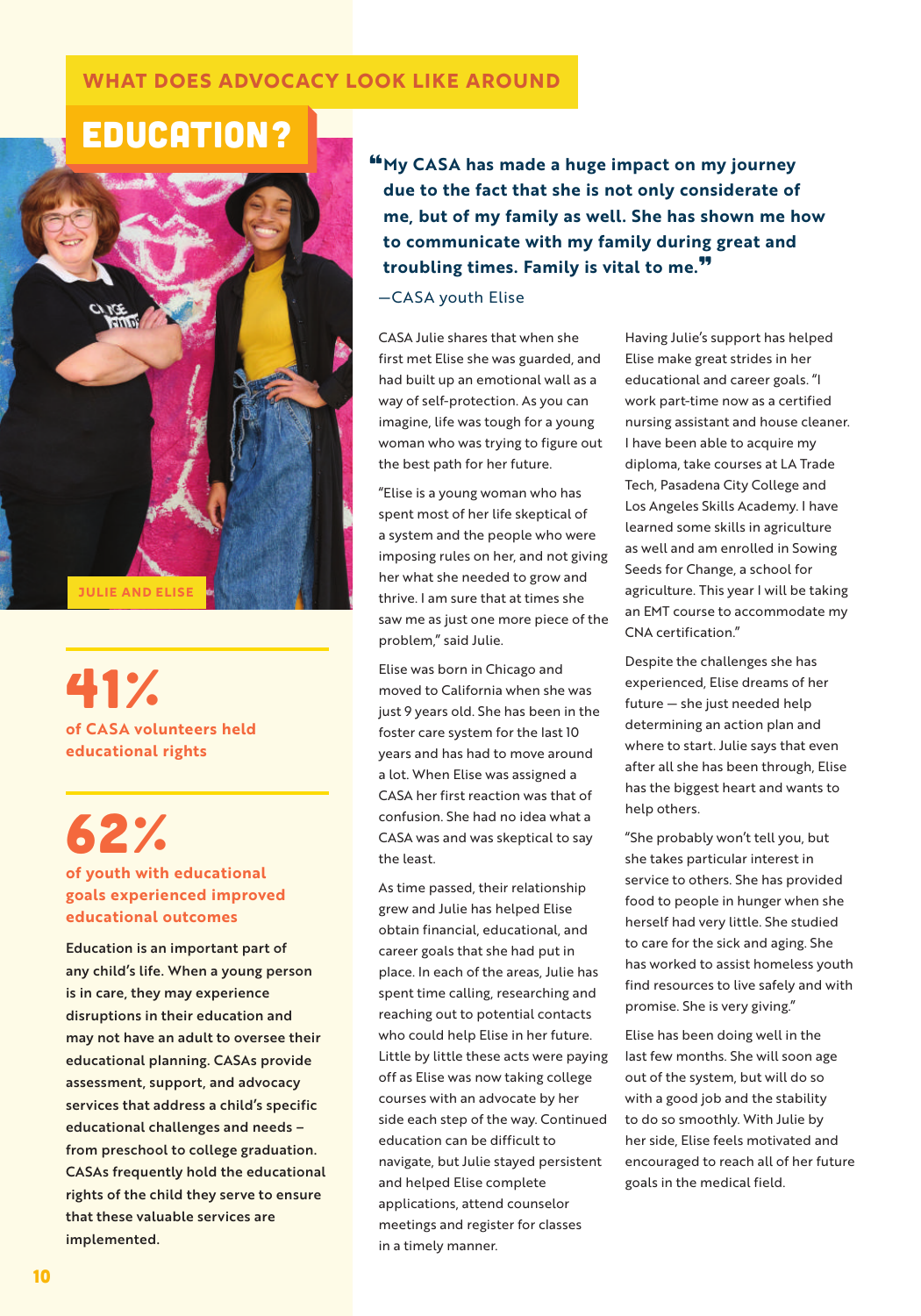# WHAT DOES ADVOCACY LOOK LIKE AROUND EDUCATION?

JULIE AND ELISE

## 41%

**of CASA volunteers held educational rights**

## 62%

**of youth with educational goals experienced improved educational outcomes**

**Education is an important part of any child's life. When a young person is in care, they may experience disruptions in their education and may not have an adult to oversee their educational planning. CASAs provide assessment, support, and advocacy services that address a child's specific educational challenges and needs – from preschool to college graduation. CASAs frequently hold the educational rights of the child they serve to ensure that these valuable services are implemented.**

> **"My CASA has made a huge impact on my journey due to the fact that she is not only considerate of me, but of my family as well. She has shown me how to communicate with my family during great and troubling times. Family is vital to me."**
>
> —CASA youth Elise

CASA Julie shares that when she first met Elise she was guarded, and had built up an emotional wall as a way of self-protection. As you can imagine, life was tough for a young woman who was trying to figure out the best path for her future.

"Elise is a young woman who has spent most of her life skeptical of a system and the people who were imposing rules on her, and not giving her what she needed to grow and thrive. I am sure that at times she saw me as just one more piece of the problem," said Julie.

Elise was born in Chicago and moved to California when she was just 9 years old. She has been in the foster care system for the last 10 years and has had to move around a lot. When Elise was assigned a CASA her first reaction was that of confusion. She had no idea what a CASA was and was skeptical to say the least.

As time passed, their relationship grew and Julie has helped Elise obtain financial, educational, and career goals that she had put in place. In each of the areas, Julie has spent time calling, researching and reaching out to potential contacts who could help Elise in her future. Little by little these acts were paying off as Elise was now taking college courses with an advocate by her side each step of the way. Continued education can be difficult to navigate, but Julie stayed persistent and helped Elise complete applications, attend counselor meetings and register for classes in a timely manner.

Having Julie's support has helped Elise make great strides in her educational and career goals. "I work part-time now as a certified nursing assistant and house cleaner. I have been able to acquire my diploma, take courses at LA Trade Tech, Pasadena City College and Los Angeles Skills Academy. I have learned some skills in agriculture as well and am enrolled in Sowing Seeds for Change, a school for agriculture. This year I will be taking an EMT course to accommodate my CNA certification."

Despite the challenges she has experienced, Elise dreams of her future — she just needed help determining an action plan and where to start. Julie says that even after all she has been through, Elise has the biggest heart and wants to help others.

"She probably won't tell you, but she takes particular interest in service to others. She has provided food to people in hunger when she herself had very little. She studied to care for the sick and aging. She has worked to assist homeless youth find resources to live safely and with promise. She is very giving."

Elise has been doing well in the last few months. She will soon age out of the system, but will do so with a good job and the stability to do so smoothly. With Julie by her side, Elise feels motivated and encouraged to reach all of her future goals in the medical field.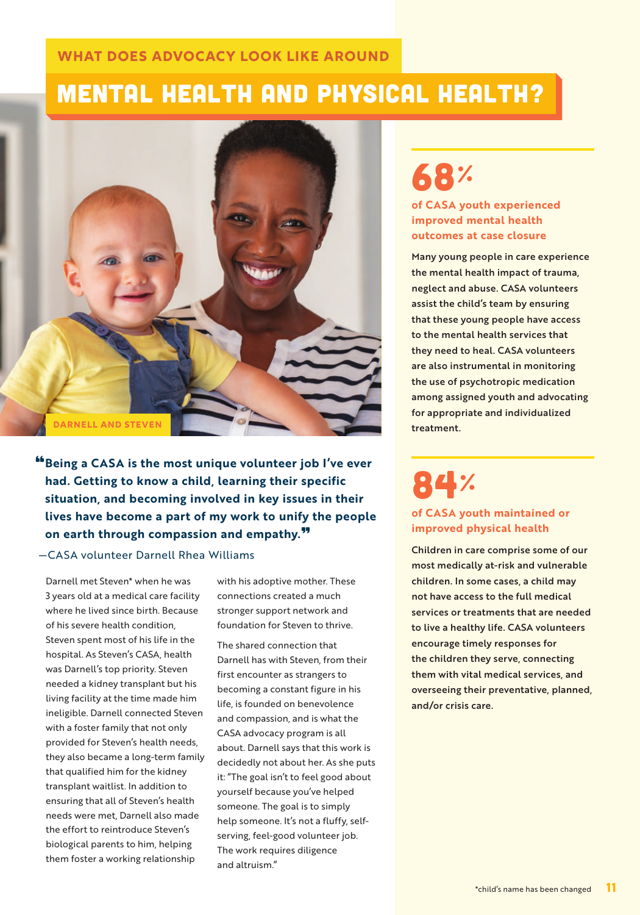## WHAT DOES ADVOCACY LOOK LIKE AROUND

# MENTAL HEALTH AND PHYSICAL HEALTH?

DARNELL AND STEVEN

> **"Being a CASA is the most unique volunteer job I've ever had. Getting to know a child, learning their specific situation, and becoming involved in key issues in their lives have become a part of my work to unify the people on earth through compassion and empathy."**

—CASA volunteer Darnell Rhea Williams

Darnell met Steven* when he was 3 years old at a medical care facility where he lived since birth. Because of his severe health condition, Steven spent most of his life in the hospital. As Steven's CASA, health was Darnell's top priority. Steven needed a kidney transplant but his living facility at the time made him ineligible. Darnell connected Steven with a foster family that not only provided for Steven's health needs, they also became a long-term family that qualified him for the kidney transplant waitlist. In addition to ensuring that all of Steven's health needs were met, Darnell also made the effort to reintroduce Steven's biological parents to him, helping them foster a working relationship with his adoptive mother. These connections created a much stronger support network and foundation for Steven to thrive.

The shared connection that Darnell has with Steven, from their first encounter as strangers to becoming a constant figure in his life, is founded on benevolence and compassion, and is what the CASA advocacy program is all about. Darnell says that this work is decidedly not about her. As she puts it: "The goal isn't to feel good about yourself because you've helped someone. The goal is to simply help someone. It's not a fluffy, self-serving, feel-good volunteer job. The work requires diligence and altruism."

## 68%

**of CASA youth experienced improved mental health outcomes at case closure**

**Many young people in care experience the mental health impact of trauma, neglect and abuse. CASA volunteers assist the child's team by ensuring that these young people have access to the mental health services that they need to heal. CASA volunteers are also instrumental in monitoring the use of psychotropic medication among assigned youth and advocating for appropriate and individualized treatment.**

## 84%

**of CASA youth maintained or improved physical health**

**Children in care comprise some of our most medically at-risk and vulnerable children. In some cases, a child may not have access to the full medical services or treatments that are needed to live a healthy life. CASA volunteers encourage timely responses for the children they serve, connecting them with vital medical services, and overseeing their preventative, planned, and/or crisis care.**

*child's name has been changed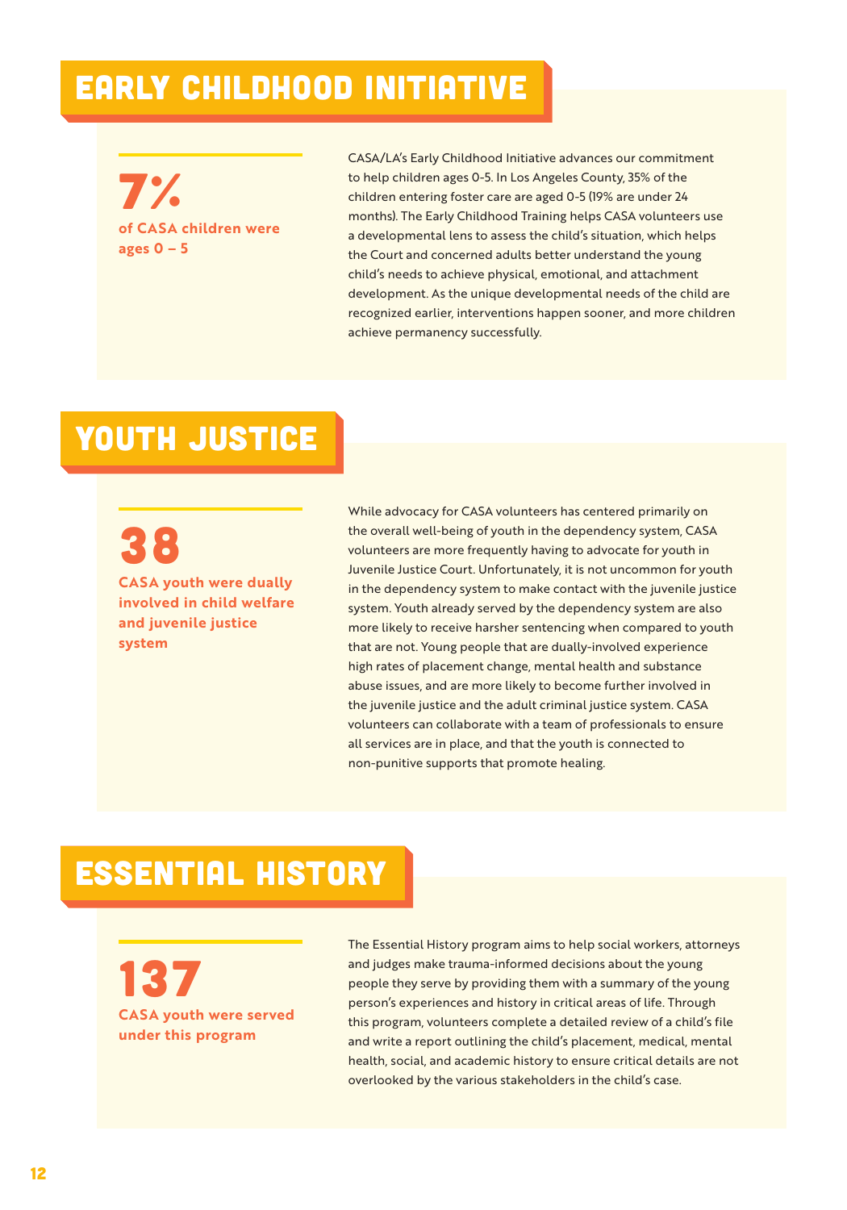## EARLY CHILDHOOD INITIATIVE

**7%**

**of CASA children were ages 0 – 5**

CASA/LA's Early Childhood Initiative advances our commitment to help children ages 0-5. In Los Angeles County, 35% of the children entering foster care are aged 0-5 (19% are under 24 months). The Early Childhood Training helps CASA volunteers use a developmental lens to assess the child's situation, which helps the Court and concerned adults better understand the young child's needs to achieve physical, emotional, and attachment development. As the unique developmental needs of the child are recognized earlier, interventions happen sooner, and more children achieve permanency successfully.

## YOUTH JUSTICE

**38**

**CASA youth were dually involved in child welfare and juvenile justice system**

While advocacy for CASA volunteers has centered primarily on the overall well-being of youth in the dependency system, CASA volunteers are more frequently having to advocate for youth in Juvenile Justice Court. Unfortunately, it is not uncommon for youth in the dependency system to make contact with the juvenile justice system. Youth already served by the dependency system are also more likely to receive harsher sentencing when compared to youth that are not. Young people that are dually-involved experience high rates of placement change, mental health and substance abuse issues, and are more likely to become further involved in the juvenile justice and the adult criminal justice system. CASA volunteers can collaborate with a team of professionals to ensure all services are in place, and that the youth is connected to non-punitive supports that promote healing.

## ESSENTIAL HISTORY

**137**

**CASA youth were served under this program**

The Essential History program aims to help social workers, attorneys and judges make trauma-informed decisions about the young people they serve by providing them with a summary of the young person's experiences and history in critical areas of life. Through this program, volunteers complete a detailed review of a child's file and write a report outlining the child's placement, medical, mental health, social, and academic history to ensure critical details are not overlooked by the various stakeholders in the child's case.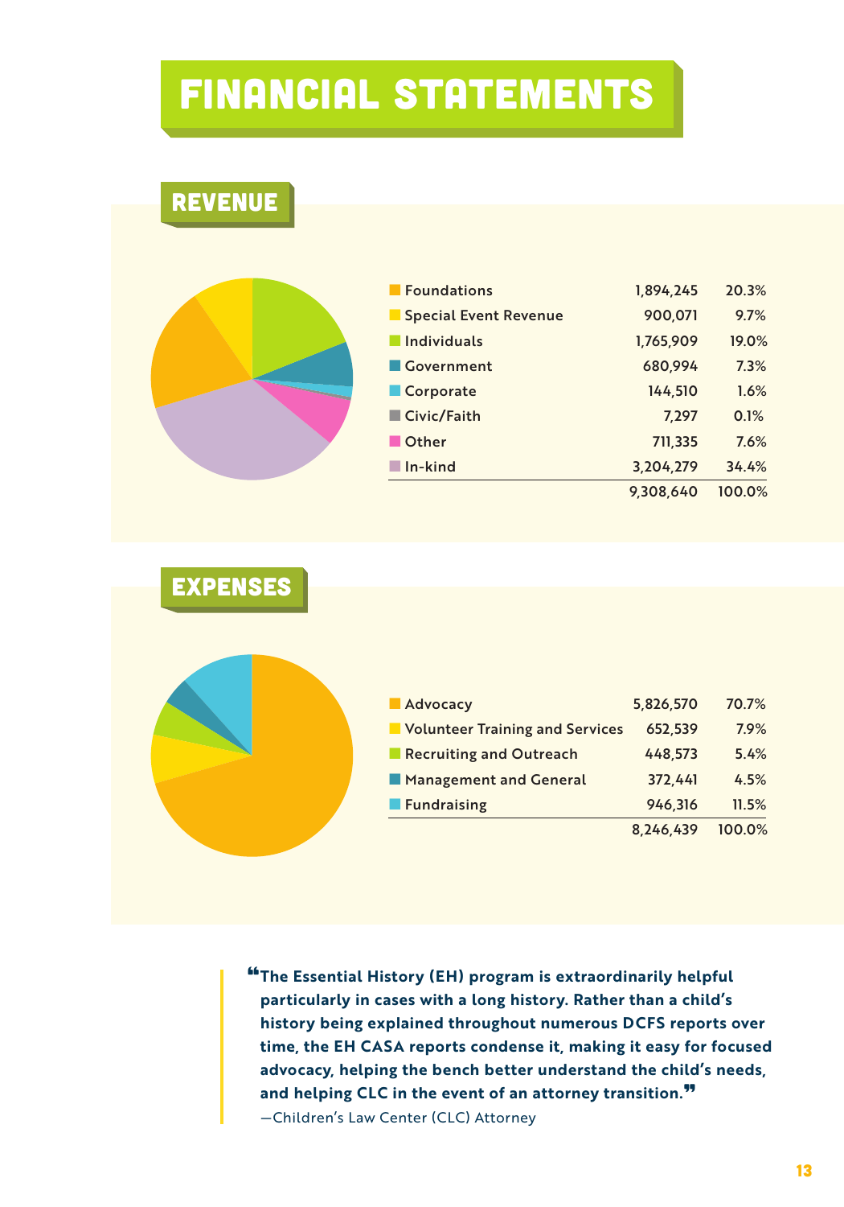# FINANCIAL STATEMENTS

## REVENUE

| Category | Amount | Percent |
|---|---|---|
| Foundations | 1,894,245 | 20.3% |
| Special Event Revenue | 900,071 | 9.7% |
| Individuals | 1,765,909 | 19.0% |
| Government | 680,994 | 7.3% |
| Corporate | 144,510 | 1.6% |
| Civic/Faith | 7,297 | 0.1% |
| Other | 711,335 | 7.6% |
| In-kind | 3,204,279 | 34.4% |
| | 9,308,640 | 100.0% |

## EXPENSES

| Category | Amount | Percent |
|---|---|---|
| Advocacy | 5,826,570 | 70.7% |
| Volunteer Training and Services | 652,539 | 7.9% |
| Recruiting and Outreach | 448,573 | 5.4% |
| Management and General | 372,441 | 4.5% |
| Fundraising | 946,316 | 11.5% |
| | 8,246,439 | 100.0% |

> **"The Essential History (EH) program is extraordinarily helpful particularly in cases with a long history. Rather than a child's history being explained throughout numerous DCFS reports over time, the EH CASA reports condense it, making it easy for focused advocacy, helping the bench better understand the child's needs, and helping CLC in the event of an attorney transition."**
>
> —Children's Law Center (CLC) Attorney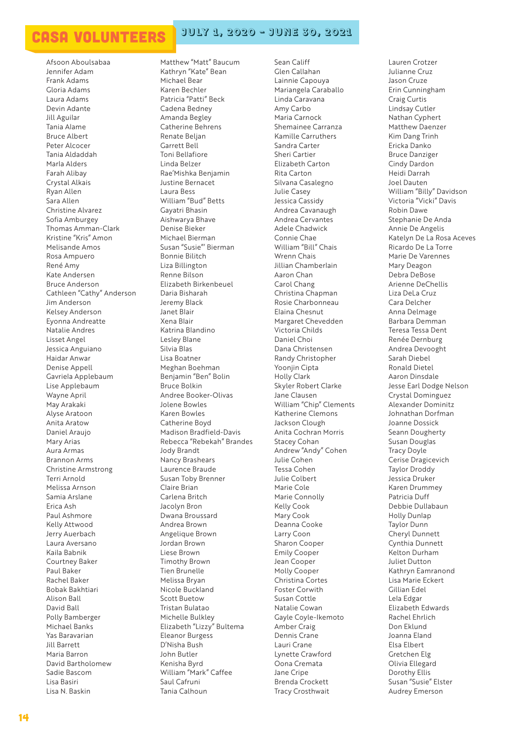# CASA VOLUNTEERS

## JULY 1, 2020 – JUNE 30, 2021

Afsoon Aboulsabaa
Jennifer Adam
Frank Adams
Gloria Adams
Laura Adams
Devin Adante
Jill Aguilar
Tania Alame
Bruce Albert
Peter Alcocer
Tania Aldaddah
Marla Alders
Farah Alibay
Crystal Alkais
Ryan Allen
Sara Allen
Christine Alvarez
Sofia Amburgey
Thomas Amman-Clark
Kristine "Kris" Amon
Melisande Amos
Rosa Ampuero
René Amy
Kate Andersen
Bruce Anderson
Cathleen "Cathy" Anderson
Jim Anderson
Kelsey Anderson
Eyonna Andreatte
Natalie Andres
Lisset Angel
Jessica Anguiano
Haidar Anwar
Denise Appell
Gavriela Applebaum
Lise Applebaum
Wayne April
May Arakaki
Alyse Aratoon
Anita Aratow
Daniel Araujo
Mary Arias
Aura Armas
Brannon Arms
Christine Armstrong
Terri Arnold
Melissa Arnson
Samia Arslane
Erica Ash
Paul Ashmore
Kelly Attwood
Jerry Auerbach
Laura Aversano
Kaila Babnik
Courtney Baker
Paul Baker
Rachel Baker
Bobak Bakhtiari
Alison Ball
David Ball
Polly Bamberger
Michael Banks
Yas Baravarian
Jill Barrett
Maria Barron
David Bartholomew
Sadie Bascom
Lisa Basiri
Lisa N. Baskin
Matthew "Matt" Baucum
Kathryn "Kate" Bean
Michael Bear
Karen Bechler
Patricia "Patti" Beck
Cadena Bedney
Amanda Begley
Catherine Behrens
Renate Beljan
Garrett Bell
Toni Bellafiore
Linda Belzer
Rae'Mishka Benjamin
Justine Bernacet
Laura Bess
William "Bud" Betts
Gayatri Bhasin
Aishwarya Bhave
Denise Bieker
Michael Bierman
Susan "Susie"' Bierman
Bonnie Bilitch
Liza Billington
Renne Bilson
Elizabeth Birkenbeuel
Daria Bisharah
Jeremy Black
Janet Blair
Xena Blair
Katrina Blandino
Lesley Blane
Silvia Blas
Lisa Boatner
Meghan Boehman
Benjamin "Ben" Bolin
Bruce Bolkin
Andree Booker-Olivas
Jolene Bowles
Karen Bowles
Catherine Boyd
Madison Bradfield-Davis
Rebecca "Rebekah" Brandes
Jody Brandt
Nancy Brashears
Laurence Braude
Susan Toby Brenner
Claire Brian
Carlena Britch
Jacolyn Bron
Dwana Broussard
Andrea Brown
Angelique Brown
Jordan Brown
Liese Brown
Timothy Brown
Tien Brunelle
Melissa Bryan
Nicole Buckland
Scott Buetow
Tristan Bulatao
Michelle Bulkley
Elizabeth "Lizzy" Bultema
Eleanor Burgess
D'Nisha Bush
John Butler
Kenisha Byrd
William "Mark" Caffee
Saul Cafruni
Tania Calhoun
Sean Califf
Glen Callahan
Lainnie Capouya
Mariangela Caraballo
Linda Caravana
Amy Carbo
Maria Carnock
Shemainee Carranza
Kamille Carruthers
Sandra Carter
Sheri Cartier
Elizabeth Carton
Rita Carton
Silvana Casalegno
Julie Casey
Jessica Cassidy
Andrea Cavanaugh
Andrea Cervantes
Adele Chadwick
Connie Chae
William "Bill" Chais
Wrenn Chais
Jillian Chamberlain
Aaron Chan
Carol Chang
Christina Chapman
Rosie Charbonneau
Elaina Chesnut
Margaret Chevedden
Victoria Childs
Daniel Choi
Dana Christensen
Randy Christopher
Yoonjin Cipta
Holly Clark
Skyler Robert Clarke
Jane Clausen
William "Chip" Clements
Katherine Clemons
Jackson Clough
Anita Cochran Morris
Stacey Cohan
Andrew "Andy" Cohen
Julie Cohen
Tessa Cohen
Julie Colbert
Marie Cole
Marie Connolly
Kelly Cook
Mary Cook
Deanna Cooke
Larry Coon
Sharon Cooper
Emily Cooper
Jean Cooper
Molly Cooper
Christina Cortes
Foster Corwith
Susan Cottle
Natalie Cowan
Gayle Coyle-Ikemoto
Amber Craig
Dennis Crane
Lauri Crane
Lynette Crawford
Oona Cremata
Jane Cripe
Brenda Crockett
Tracy Crosthwait
Lauren Crotzer
Julianne Cruz
Jason Cruze
Erin Cunningham
Craig Curtis
Lindsay Cutler
Nathan Cyphert
Matthew Daenzer
Kim Dang Trinh
Ericka Danko
Bruce Danziger
Cindy Dardon
Heidi Darrah
Joel Dauten
William "Billy" Davidson
Victoria "Vicki" Davis
Robin Dawe
Stephanie De Anda
Annie De Angelis
Katelyn De La Rosa Aceves
Ricardo De La Torre
Marie De Varennes
Mary Deagon
Debra DeBose
Arienne DeChellis
Liza DeLa Cruz
Cara Delcher
Anna Delmage
Barbara Demman
Teresa Tessa Dent
Renée Dernburg
Andrea Devooght
Sarah Diebel
Ronald Dietel
Aaron Dinsdale
Jesse Earl Dodge Nelson
Crystal Dominguez
Alexander Dominitz
Johnathan Dorfman
Joanne Dossick
Seann Dougherty
Susan Douglas
Tracy Doyle
Cerise Dragicevich
Taylor Droddy
Jessica Druker
Karen Drummey
Patricia Duff
Debbie Dullabaun
Holly Dunlap
Taylor Dunn
Cheryl Dunnett
Cynthia Dunnett
Kelton Durham
Juliet Dutton
Kathryn Eamranond
Lisa Marie Eckert
Gillian Edel
Lela Edgar
Elizabeth Edwards
Rachel Ehrlich
Don Eklund
Joanna Eland
Elsa Elbert
Gretchen Elg
Olivia Ellegard
Dorothy Ellis
Susan "Susie" Elster
Audrey Emerson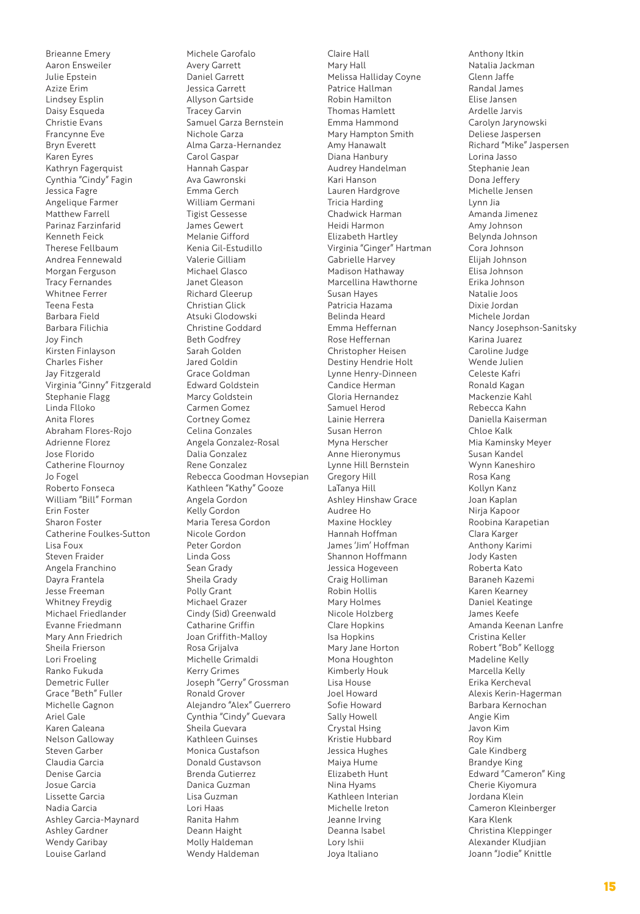Brieanne Emery
Aaron Ensweiler
Julie Epstein
Azize Erim
Lindsey Esplin
Daisy Esqueda
Christie Evans
Francynne Eve
Bryn Everett
Karen Eyres
Kathryn Fagerquist
Cynthia "Cindy" Fagin
Jessica Fagre
Angelique Farmer
Matthew Farrell
Parinaz Farzinfarid
Kenneth Feick
Therese Fellbaum
Andrea Fennewald
Morgan Ferguson
Tracy Fernandes
Whitnee Ferrer
Teena Festa
Barbara Field
Barbara Filichia
Joy Finch
Kirsten Finlayson
Charles Fisher
Jay Fitzgerald
Virginia "Ginny" Fitzgerald
Stephanie Flagg
Linda Flloko
Anita Flores
Abraham Flores-Rojo
Adrienne Florez
Jose Florido
Catherine Flournoy
Jo Fogel
Roberto Fonseca
William "Bill" Forman
Erin Foster
Sharon Foster
Catherine Foulkes-Sutton
Lisa Foux
Steven Fraider
Angela Franchino
Dayra Frantela
Jesse Freeman
Whitney Freydig
Michael Friedlander
Evanne Friedmann
Mary Ann Friedrich
Sheila Frierson
Lori Froeling
Ranko Fukuda
Demetric Fuller
Grace "Beth" Fuller
Michelle Gagnon
Ariel Gale
Karen Galeana
Nelson Galloway
Steven Garber
Claudia Garcia
Denise Garcia
Josue Garcia
Lissette Garcia
Nadia Garcia
Ashley Garcia-Maynard
Ashley Gardner
Wendy Garibay
Louise Garland
Michele Garofalo
Avery Garrett
Daniel Garrett
Jessica Garrett
Allyson Gartside
Tracey Garvin
Samuel Garza Bernstein
Nichole Garza
Alma Garza-Hernandez
Carol Gaspar
Hannah Gaspar
Ava Gawronski
Emma Gerch
William Germani
Tigist Gessesse
James Gewert
Melanie Gifford
Kenia Gil-Estudillo
Valerie Gilliam
Michael Glasco
Janet Gleason
Richard Gleerup
Christian Glick
Atsuki Glodowski
Christine Goddard
Beth Godfrey
Sarah Golden
Jared Goldin
Grace Goldman
Edward Goldstein
Marcy Goldstein
Carmen Gomez
Cortney Gomez
Celina Gonzales
Angela Gonzalez-Rosal
Dalia Gonzalez
Rene Gonzalez
Rebecca Goodman Hovsepian
Kathleen "Kathy" Gooze
Angela Gordon
Kelly Gordon
Maria Teresa Gordon
Nicole Gordon
Peter Gordon
Linda Goss
Sean Grady
Sheila Grady
Polly Grant
Michael Grazer
Cindy (Sid) Greenwald
Catharine Griffin
Joan Griffith-Malloy
Rosa Grijalva
Michelle Grimaldi
Kerry Grimes
Joseph "Gerry" Grossman
Ronald Grover
Alejandro "Alex" Guerrero
Cynthia "Cindy" Guevara
Sheila Guevara
Kathleen Guinses
Monica Gustafson
Donald Gustavson
Brenda Gutierrez
Danica Guzman
Lisa Guzman
Lori Haas
Ranita Hahm
Deann Haight
Molly Haldeman
Wendy Haldeman
Claire Hall
Mary Hall
Melissa Halliday Coyne
Patrice Hallman
Robin Hamilton
Thomas Hamlett
Emma Hammond
Mary Hampton Smith
Amy Hanawalt
Diana Hanbury
Audrey Handelman
Kari Hanson
Lauren Hardgrove
Tricia Harding
Chadwick Harman
Heidi Harmon
Elizabeth Hartley
Virginia "Ginger" Hartman
Gabrielle Harvey
Madison Hathaway
Marcellina Hawthorne
Susan Hayes
Patricia Hazama
Belinda Heard
Emma Heffernan
Rose Heffernan
Christopher Heisen
Destiny Hendrie Holt
Lynne Henry-Dineen
Candice Herman
Gloria Hernandez
Samuel Herod
Lainie Herrera
Susan Herron
Myna Herscher
Anne Hieronymus
Lynne Hill Bernstein
Gregory Hill
LaTanya Hill
Ashley Hinshaw Grace
Audree Ho
Maxine Hockley
Hannah Hoffman
James 'Jim' Hoffman
Shannon Hoffmann
Jessica Hogeveen
Craig Holliman
Robin Hollis
Mary Holmes
Nicole Holzberg
Clare Hopkins
Isa Hopkins
Mary Jane Horton
Mona Houghton
Kimberly Houk
Lisa House
Joel Howard
Sofie Howard
Sally Howell
Crystal Hsing
Kristie Hubbard
Jessica Hughes
Maiya Hume
Elizabeth Hunt
Nina Hyams
Kathleen Interian
Michelle Ireton
Jeanne Irving
Deanna Isabel
Lory Ishii
Joya Italiano
Anthony Itkin
Natalia Jackman
Glenn Jaffe
Randal James
Elise Jansen
Ardelle Jarvis
Carolyn Jarynowski
Deliese Jaspersen
Richard "Mike" Jaspersen
Lorina Jasso
Stephanie Jean
Dona Jeffery
Michelle Jensen
Lynn Jia
Amanda Jimenez
Amy Johnson
Belynda Johnson
Cora Johnson
Elijah Johnson
Elisa Johnson
Erika Johnson
Natalie Joos
Dixie Jordan
Michele Jordan
Nancy Josephson-Sanitsky
Karina Juarez
Caroline Judge
Wende Julien
Celeste Kafri
Ronald Kagan
Mackenzie Kahl
Rebecca Kahn
Daniella Kaiserman
Chloe Kalk
Mia Kaminsky Meyer
Susan Kandel
Wynn Kaneshiro
Rosa Kang
Kollyn Kanz
Joan Kaplan
Nirja Kapoor
Roobina Karapetian
Clara Karger
Anthony Karimi
Jody Kasten
Roberta Kato
Baraneh Kazemi
Karen Kearney
Daniel Keatinge
James Keefe
Amanda Keenan Lanfre
Cristina Keller
Robert "Bob" Kellogg
Madeline Kelly
Marcella Kelly
Erika Kercheval
Alexis Kerin-Hagerman
Barbara Kernochan
Angie Kim
Javon Kim
Roy Kim
Gale Kindberg
Brandye King
Edward "Cameron" King
Cherie Kiyomura
Jordana Klein
Cameron Kleinberger
Kara Klenk
Christina Kleppinger
Alexander Kludjian
Joann "Jodie" Knittle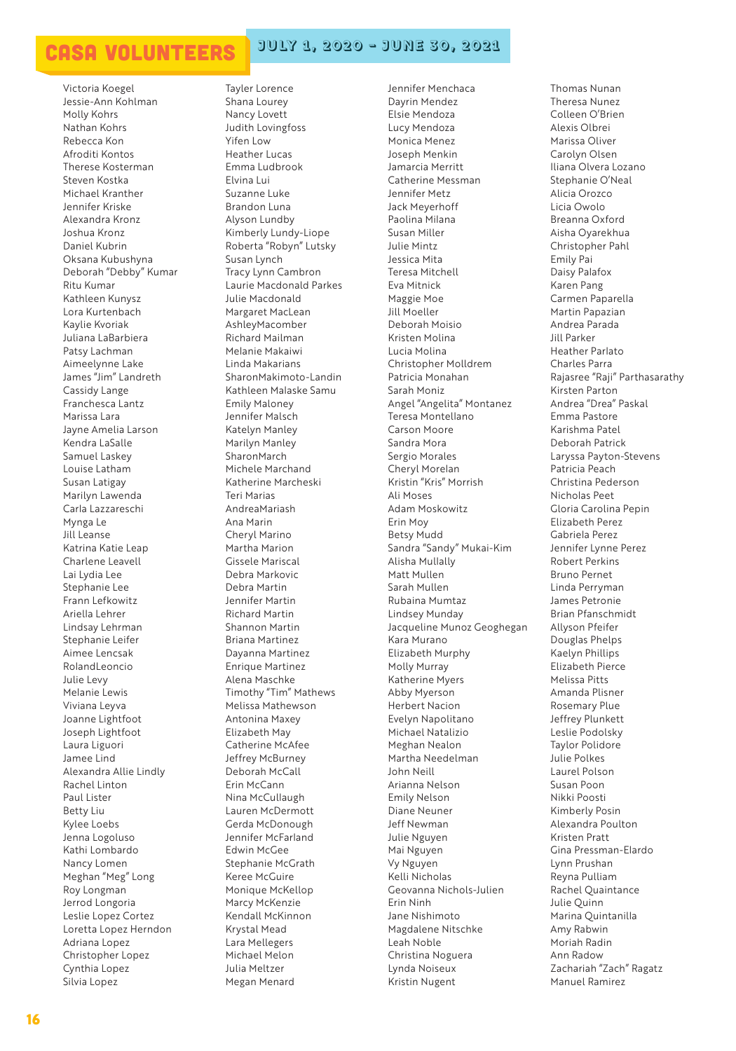# CASA VOLUNTEERS

## JULY 1, 2020 – JUNE 30, 2021

Victoria Koegel
Jessie-Ann Kohlman
Molly Kohrs
Nathan Kohrs
Rebecca Kon
Afroditi Kontos
Therese Kosterman
Steven Kostka
Michael Kranther
Jennifer Kriske
Alexandra Kronz
Joshua Kronz
Daniel Kubrin
Oksana Kubushyna
Deborah "Debby" Kumar
Ritu Kumar
Kathleen Kunysz
Lora Kurtenbach
Kaylie Kvoriak
Juliana LaBarbiera
Patsy Lachman
Aimeelynne Lake
James "Jim" Landreth
Cassidy Lange
Franchesca Lantz
Marissa Lara
Jayne Amelia Larson
Kendra LaSalle
Samuel Laskey
Louise Latham
Susan Latigay
Marilyn Lawenda
Carla Lazzareschi
Mynga Le
Jill Leanse
Katrina Katie Leap
Charlene Leavell
Lai Lydia Lee
Stephanie Lee
Frann Lefkowitz
Ariella Lehrer
Lindsay Lehrman
Stephanie Leifer
Aimee Lencsak
RolandLeoncio
Julie Levy
Melanie Lewis
Viviana Leyva
Joanne Lightfoot
Joseph Lightfoot
Laura Liguori
Jamee Lind
Alexandra Allie Lindly
Rachel Linton
Paul Lister
Betty Liu
Kylee Loebs
Jenna Logoluso
Kathi Lombardo
Nancy Lomen
Meghan "Meg" Long
Roy Longman
Jerrod Longoria
Leslie Lopez Cortez
Loretta Lopez Herndon
Adriana Lopez
Christopher Lopez
Cynthia Lopez
Silvia Lopez
Tayler Lorence
Shana Lourey
Nancy Lovett
Judith Lovingfoss
Yifen Low
Heather Lucas
Emma Ludbrook
Elvina Lui
Suzanne Luke
Brandon Luna
Alyson Lundby
Kimberly Lundy-Liope
Roberta "Robyn" Lutsky
Susan Lynch
Tracy Lynn Cambron
Laurie Macdonald Parkes
Julie Macdonald
Margaret MacLean
AshleyMacomber
Richard Mailman
Melanie Makaiwi
Linda Makarians
SharonMakimoto-Landin
Kathleen Malaske Samu
Emily Maloney
Jennifer Malsch
Katelyn Manley
Marilyn Manley
SharonMarch
Michele Marchand
Katherine Marcheski
Teri Marias
AndreaMariash
Ana Marin
Cheryl Marino
Martha Marion
Gissele Mariscal
Debra Markovic
Debra Martin
Jennifer Martin
Richard Martin
Shannon Martin
Briana Martinez
Dayanna Martinez
Enrique Martinez
Alena Maschke
Timothy "Tim" Mathews
Melissa Mathewson
Antonina Maxey
Elizabeth May
Catherine McAfee
Jeffrey McBurney
Deborah McCall
Erin McCann
Nina McCullaugh
Lauren McDermott
Gerda McDonough
Jennifer McFarland
Edwin McGee
Stephanie McGrath
Keree McGuire
Monique McKellop
Marcy McKenzie
Kendall McKinnon
Krystal Mead
Lara Mellegers
Michael Melon
Julia Meltzer
Megan Menard
Jennifer Menchaca
Dayrin Mendez
Elsie Mendoza
Lucy Mendoza
Monica Menez
Joseph Menkin
Jamarcia Merritt
Catherine Messman
Jennifer Metz
Jack Meyerhoff
Paolina Milana
Susan Miller
Julie Mintz
Jessica Mita
Teresa Mitchell
Eva Mitnick
Maggie Moe
Jill Moeller
Deborah Moisio
Kristen Molina
Lucia Molina
Christopher Molldrem
Patricia Monahan
Sarah Moniz
Angel "Angelita" Montanez
Teresa Montellano
Carson Moore
Sandra Mora
Sergio Morales
Cheryl Morelan
Kristin "Kris" Morrish
Ali Moses
Adam Moskowitz
Erin Moy
Betsy Mudd
Sandra "Sandy" Mukai-Kim
Alisha Mullally
Matt Mullen
Sarah Mullen
Rubaina Mumtaz
Lindsey Munday
Jacqueline Munoz Geoghegan
Kara Murano
Elizabeth Murphy
Molly Murray
Katherine Myers
Abby Myerson
Herbert Nacion
Evelyn Napolitano
Michael Natalizio
Meghan Nealon
Martha Needelman
John Neill
Arianna Nelson
Emily Nelson
Diane Neuner
Jeff Newman
Julie Nguyen
Mai Nguyen
Vy Nguyen
Kelli Nicholas
Geovanna Nichols-Julien
Erin Ninh
Jane Nishimoto
Magdalene Nitschke
Leah Noble
Christina Noguera
Lynda Noiseux
Kristin Nugent
Thomas Nunan
Theresa Nunez
Colleen O'Brien
Alexis Olbrei
Marissa Oliver
Carolyn Olsen
Iliana Olvera Lozano
Stephanie O'Neal
Alicia Orozco
Licia Owolo
Breanna Oxford
Aisha Oyarekhua
Christopher Pahl
Emily Pai
Daisy Palafox
Karen Pang
Carmen Paparella
Martin Papazian
Andrea Parada
Jill Parker
Heather Parlato
Charles Parra
Rajasree "Raji" Parthasarathy
Kirsten Parton
Andrea "Drea" Paskal
Emma Pastore
Karishma Patel
Deborah Patrick
Laryssa Payton-Stevens
Patricia Peach
Christina Pederson
Nicholas Peet
Gloria Carolina Pepin
Elizabeth Perez
Gabriela Perez
Jennifer Lynne Perez
Robert Perkins
Bruno Pernet
Linda Perryman
James Petronie
Brian Pfanschmidt
Allyson Pfeifer
Douglas Phelps
Kaelyn Phillips
Elizabeth Pierce
Melissa Pitts
Amanda Plisner
Rosemary Plue
Jeffrey Plunkett
Leslie Podolsky
Taylor Polidore
Julie Polkes
Laurel Polson
Susan Poon
Nikki Poosti
Kimberly Posin
Alexandra Poulton
Kristen Pratt
Gina Pressman-Elardo
Lynn Prushan
Reyna Pulliam
Rachel Quaintance
Julie Quinn
Marina Quintanilla
Amy Rabwin
Moriah Radin
Ann Radow
Zachariah "Zach" Ragatz
Manuel Ramirez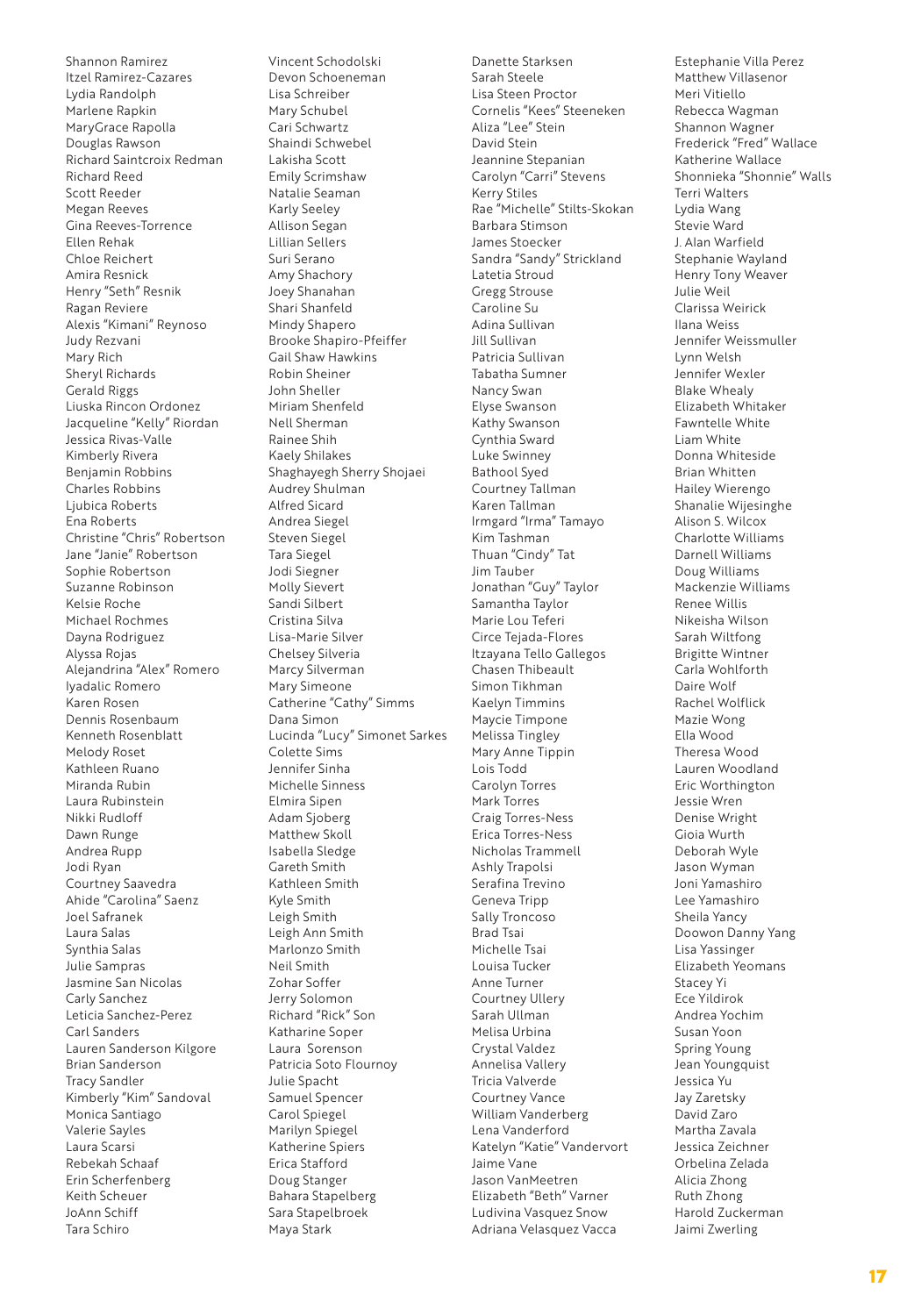Shannon Ramirez
Itzel Ramirez-Cazares
Lydia Randolph
Marlene Rapkin
MaryGrace Rapolla
Douglas Rawson
Richard Saintcroix Redman
Richard Reed
Scott Reeder
Megan Reeves
Gina Reeves-Torrence
Ellen Rehak
Chloe Reichert
Amira Resnick
Henry "Seth" Resnik
Ragan Reviere
Alexis "Kimani" Reynoso
Judy Rezvani
Mary Rich
Sheryl Richards
Gerald Riggs
Liuska Rincon Ordonez
Jacqueline "Kelly" Riordan
Jessica Rivas-Valle
Kimberly Rivera
Benjamin Robbins
Charles Robbins
Ljubica Roberts
Ena Roberts
Christine "Chris" Robertson
Jane "Janie" Robertson
Sophie Robertson
Suzanne Robinson
Kelsie Roche
Michael Rochmes
Dayna Rodriguez
Alyssa Rojas
Alejandrina "Alex" Romero
Iyadalic Romero
Karen Rosen
Dennis Rosenbaum
Kenneth Rosenblatt
Melody Roset
Kathleen Ruano
Miranda Rubin
Laura Rubinstein
Nikki Rudloff
Dawn Runge
Andrea Rupp
Jodi Ryan
Courtney Saavedra
Ahide "Carolina" Saenz
Joel Safranek
Laura Salas
Synthia Salas
Julie Sampras
Jasmine San Nicolas
Carly Sanchez
Leticia Sanchez-Perez
Carl Sanders
Lauren Sanderson Kilgore
Brian Sanderson
Tracy Sandler
Kimberly "Kim" Sandoval
Monica Santiago
Valerie Sayles
Laura Scarsi
Rebekah Schaaf
Erin Scherfenberg
Keith Scheuer
JoAnn Schiff
Tara Schiro
Vincent Schodolski
Devon Schoeneman
Lisa Schreiber
Mary Schubel
Cari Schwartz
Shaindi Schwebel
Lakisha Scott
Emily Scrimshaw
Natalie Seaman
Karly Seeley
Allison Segan
Lillian Sellers
Suri Serano
Amy Shachory
Joey Shanahan
Shari Shanfeld
Mindy Shapero
Brooke Shapiro-Pfeiffer
Gail Shaw Hawkins
Robin Sheiner
John Sheller
Miriam Shenfeld
Nell Sherman
Rainee Shih
Kaely Shilakes
Shaghayegh Sherry Shojaei
Audrey Shulman
Alfred Sicard
Andrea Siegel
Steven Siegel
Tara Siegel
Jodi Siegner
Molly Sievert
Sandi Silbert
Cristina Silva
Lisa-Marie Silver
Chelsey Silveria
Marcy Silverman
Mary Simeone
Catherine "Cathy" Simms
Dana Simon
Lucinda "Lucy" Simonet Sarkes
Colette Sims
Jennifer Sinha
Michelle Sinness
Elmira Sipen
Adam Sjoberg
Matthew Skoll
Isabella Sledge
Gareth Smith
Kathleen Smith
Kyle Smith
Leigh Smith
Leigh Ann Smith
Marlonzo Smith
Neil Smith
Zohar Soffer
Jerry Solomon
Richard "Rick" Son
Katharine Soper
Laura Sorenson
Patricia Soto Flournoy
Julie Spacht
Samuel Spencer
Carol Spiegel
Marilyn Spiegel
Katherine Spiers
Erica Stafford
Doug Stanger
Bahara Stapelberg
Sara Stapelbroek
Maya Stark
Danette Starksen
Sarah Steele
Lisa Steen Proctor
Cornelis "Kees" Steeneken
Aliza "Lee" Stein
David Stein
Jeannine Stepanian
Carolyn "Carri" Stevens
Kerry Stiles
Rae "Michelle" Stilts-Skokan
Barbara Stimson
James Stoecker
Sandra "Sandy" Strickland
Latetia Stroud
Gregg Strouse
Caroline Su
Adina Sullivan
Jill Sullivan
Patricia Sullivan
Tabatha Sumner
Nancy Swan
Elyse Swanson
Kathy Swanson
Cynthia Sward
Luke Swinney
Bathool Syed
Courtney Tallman
Karen Tallman
Irmgard "Irma" Tamayo
Kim Tashman
Thuan "Cindy" Tat
Jim Tauber
Jonathan "Guy" Taylor
Samantha Taylor
Marie Lou Teferi
Circe Tejada-Flores
Itzayana Tello Gallegos
Chasen Thibeault
Simon Tikhman
Kaelyn Timmins
Maycie Timpone
Melissa Tingley
Mary Anne Tippin
Lois Todd
Carolyn Torres
Mark Torres
Craig Torres-Ness
Erica Torres-Ness
Nicholas Trammell
Ashly Trapolsi
Serafina Trevino
Geneva Tripp
Sally Troncoso
Brad Tsai
Michelle Tsai
Louisa Tucker
Anne Turner
Courtney Ullery
Sarah Ullman
Melisa Urbina
Crystal Valdez
Annelisa Vallery
Tricia Valverde
Courtney Vance
William Vanderberg
Lena Vanderford
Katelyn "Katie" Vandervort
Jaime Vane
Jason VanMeetren
Elizabeth "Beth" Varner
Ludivina Vasquez Snow
Adriana Velasquez Vacca
Estephanie Villa Perez
Matthew Villasenor
Meri Vitiello
Rebecca Wagman
Shannon Wagner
Frederick "Fred" Wallace
Katherine Wallace
Shonnieka "Shonnie" Walls
Terri Walters
Lydia Wang
Stevie Ward
J. Alan Warfield
Stephanie Wayland
Henry Tony Weaver
Julie Weil
Clarissa Weirick
Ilana Weiss
Jennifer Weissmuller
Lynn Welsh
Jennifer Wexler
Blake Whealy
Elizabeth Whitaker
Fawntelle White
Liam White
Donna Whiteside
Brian Whitten
Hailey Wierengo
Shanalie Wijesinghe
Alison S. Wilcox
Charlotte Williams
Darnell Williams
Doug Williams
Mackenzie Williams
Renee Willis
Nikeisha Wilson
Sarah Wiltfong
Brigitte Wintner
Carla Wohlforth
Daire Wolf
Rachel Wolflick
Mazie Wong
Ella Wood
Theresa Wood
Lauren Woodland
Eric Worthington
Jessie Wren
Denise Wright
Gioia Wurth
Deborah Wyle
Jason Wyman
Joni Yamashiro
Lee Yamashiro
Sheila Yancy
Doowon Danny Yang
Lisa Yassinger
Elizabeth Yeomans
Stacey Yi
Ece Yildirok
Andrea Yochim
Susan Yoon
Spring Young
Jean Youngquist
Jessica Yu
Jay Zaretsky
David Zaro
Martha Zavala
Jessica Zeichner
Orbelina Zelada
Alicia Zhong
Ruth Zhong
Harold Zuckerman
Jaimi Zwerling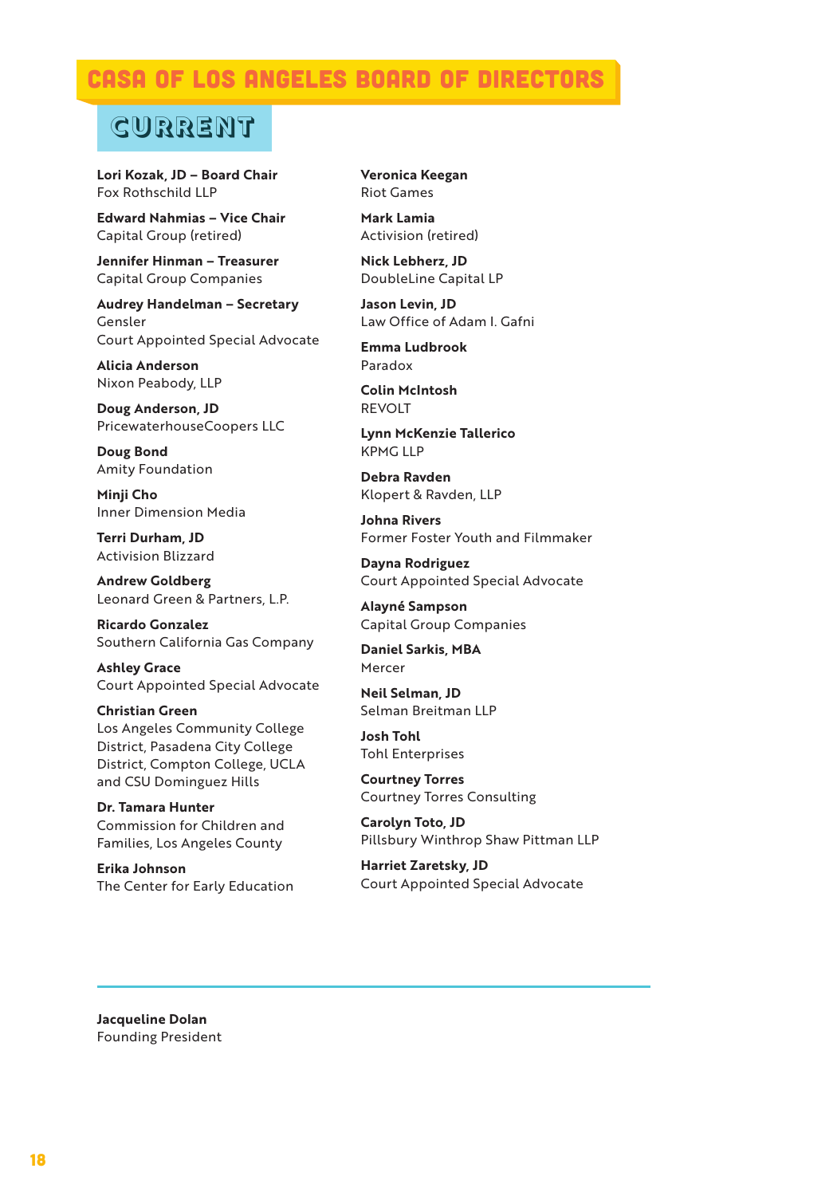# CASA OF LOS ANGELES BOARD OF DIRECTORS

## CURRENT

**Lori Kozak, JD – Board Chair**
Fox Rothschild LLP

**Edward Nahmias – Vice Chair**
Capital Group (retired)

**Jennifer Hinman – Treasurer**
Capital Group Companies

**Audrey Handelman – Secretary**
Gensler
Court Appointed Special Advocate

**Alicia Anderson**
Nixon Peabody, LLP

**Doug Anderson, JD**
PricewaterhouseCoopers LLC

**Doug Bond**
Amity Foundation

**Minji Cho**
Inner Dimension Media

**Terri Durham, JD**
Activision Blizzard

**Andrew Goldberg**
Leonard Green & Partners, L.P.

**Ricardo Gonzalez**
Southern California Gas Company

**Ashley Grace**
Court Appointed Special Advocate

**Christian Green**
Los Angeles Community College District, Pasadena City College District, Compton College, UCLA and CSU Dominguez Hills

**Dr. Tamara Hunter**
Commission for Children and Families, Los Angeles County

**Erika Johnson**
The Center for Early Education

**Veronica Keegan**
Riot Games

**Mark Lamia**
Activision (retired)

**Nick Lebherz, JD**
DoubleLine Capital LP

**Jason Levin, JD**
Law Office of Adam I. Gafni

**Emma Ludbrook**
Paradox

**Colin McIntosh**
REVOLT

**Lynn McKenzie Tallerico**
KPMG LLP

**Debra Ravden**
Klopert & Ravden, LLP

**Johna Rivers**
Former Foster Youth and Filmmaker

**Dayna Rodriguez**
Court Appointed Special Advocate

**Alayné Sampson**
Capital Group Companies

**Daniel Sarkis, MBA**
Mercer

**Neil Selman, JD**
Selman Breitman LLP

**Josh Tohl**
Tohl Enterprises

**Courtney Torres**
Courtney Torres Consulting

**Carolyn Toto, JD**
Pillsbury Winthrop Shaw Pittman LLP

**Harriet Zaretsky, JD**
Court Appointed Special Advocate

---

**Jacqueline Dolan**
Founding President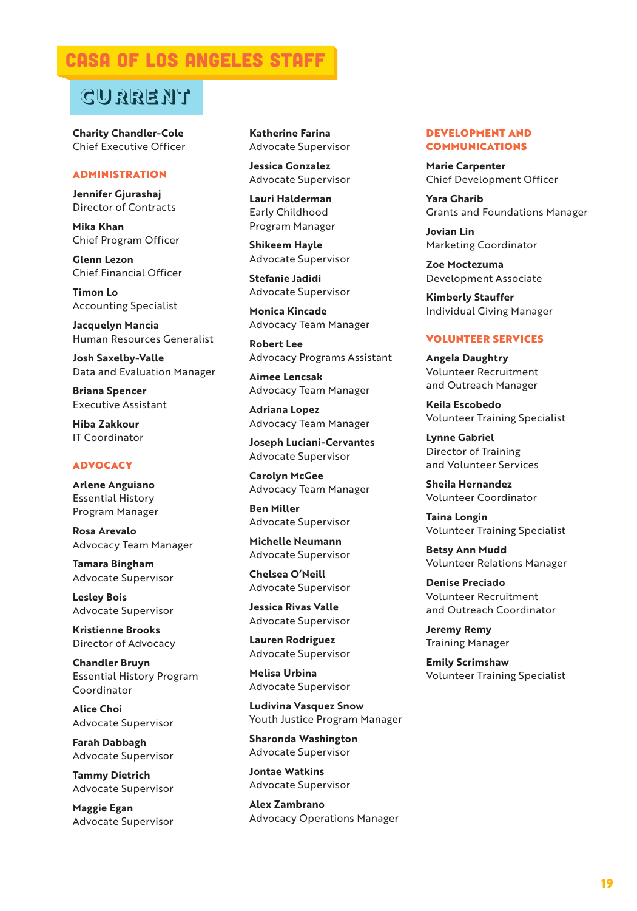# CASA OF LOS ANGELES STAFF

## CURRENT

**Charity Chandler-Cole**
Chief Executive Officer

### ADMINISTRATION

**Jennifer Gjurashaj**
Director of Contracts

**Mika Khan**
Chief Program Officer

**Glenn Lezon**
Chief Financial Officer

**Timon Lo**
Accounting Specialist

**Jacquelyn Mancia**
Human Resources Generalist

**Josh Saxelby-Valle**
Data and Evaluation Manager

**Briana Spencer**
Executive Assistant

**Hiba Zakkour**
IT Coordinator

### ADVOCACY

**Arlene Anguiano**
Essential History Program Manager

**Rosa Arevalo**
Advocacy Team Manager

**Tamara Bingham**
Advocate Supervisor

**Lesley Bois**
Advocate Supervisor

**Kristienne Brooks**
Director of Advocacy

**Chandler Bruyn**
Essential History Program Coordinator

**Alice Choi**
Advocate Supervisor

**Farah Dabbagh**
Advocate Supervisor

**Tammy Dietrich**
Advocate Supervisor

**Maggie Egan**
Advocate Supervisor

**Katherine Farina**
Advocate Supervisor

**Jessica Gonzalez**
Advocate Supervisor

**Lauri Halderman**
Early Childhood Program Manager

**Shikeem Hayle**
Advocate Supervisor

**Stefanie Jadidi**
Advocate Supervisor

**Monica Kincade**
Advocacy Team Manager

**Robert Lee**
Advocacy Programs Assistant

**Aimee Lencsak**
Advocacy Team Manager

**Adriana Lopez**
Advocacy Team Manager

**Joseph Luciani-Cervantes**
Advocate Supervisor

**Carolyn McGee**
Advocacy Team Manager

**Ben Miller**
Advocate Supervisor

**Michelle Neumann**
Advocate Supervisor

**Chelsea O'Neill**
Advocate Supervisor

**Jessica Rivas Valle**
Advocate Supervisor

**Lauren Rodriguez**
Advocate Supervisor

**Melisa Urbina**
Advocate Supervisor

**Ludivina Vasquez Snow**
Youth Justice Program Manager

**Sharonda Washington**
Advocate Supervisor

**Jontae Watkins**
Advocate Supervisor

**Alex Zambrano**
Advocacy Operations Manager

### DEVELOPMENT AND COMMUNICATIONS

**Marie Carpenter**
Chief Development Officer

**Yara Gharib**
Grants and Foundations Manager

**Jovian Lin**
Marketing Coordinator

**Zoe Moctezuma**
Development Associate

**Kimberly Stauffer**
Individual Giving Manager

### VOLUNTEER SERVICES

**Angela Daughty**
Volunteer Recruitment and Outreach Manager

**Keila Escobedo**
Volunteer Training Specialist

**Lynne Gabriel**
Director of Training and Volunteer Services

**Sheila Hernandez**
Volunteer Coordinator

**Taina Longin**
Volunteer Training Specialist

**Betsy Ann Mudd**
Volunteer Relations Manager

**Denise Preciado**
Volunteer Recruitment and Outreach Coordinator

**Jeremy Remy**
Training Manager

**Emily Scrimshaw**
Volunteer Training Specialist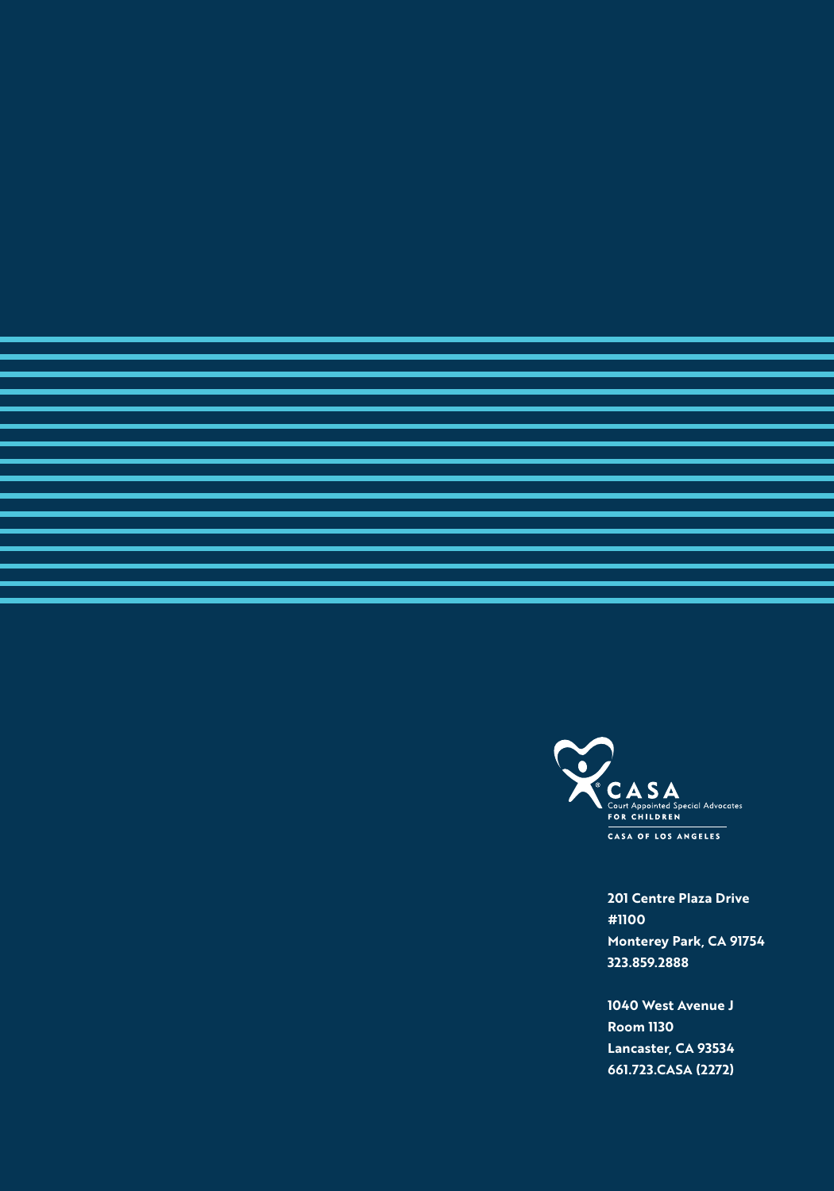CASA

Court Appointed Special Advocates

FOR CHILDREN

CASA OF LOS ANGELES

**201 Centre Plaza Drive**
**#1100**
**Monterey Park, CA 91754**
**323.859.2888**

**1040 West Avenue J**
**Room 1130**
**Lancaster, CA 93534**
**661.723.CASA (2272)**